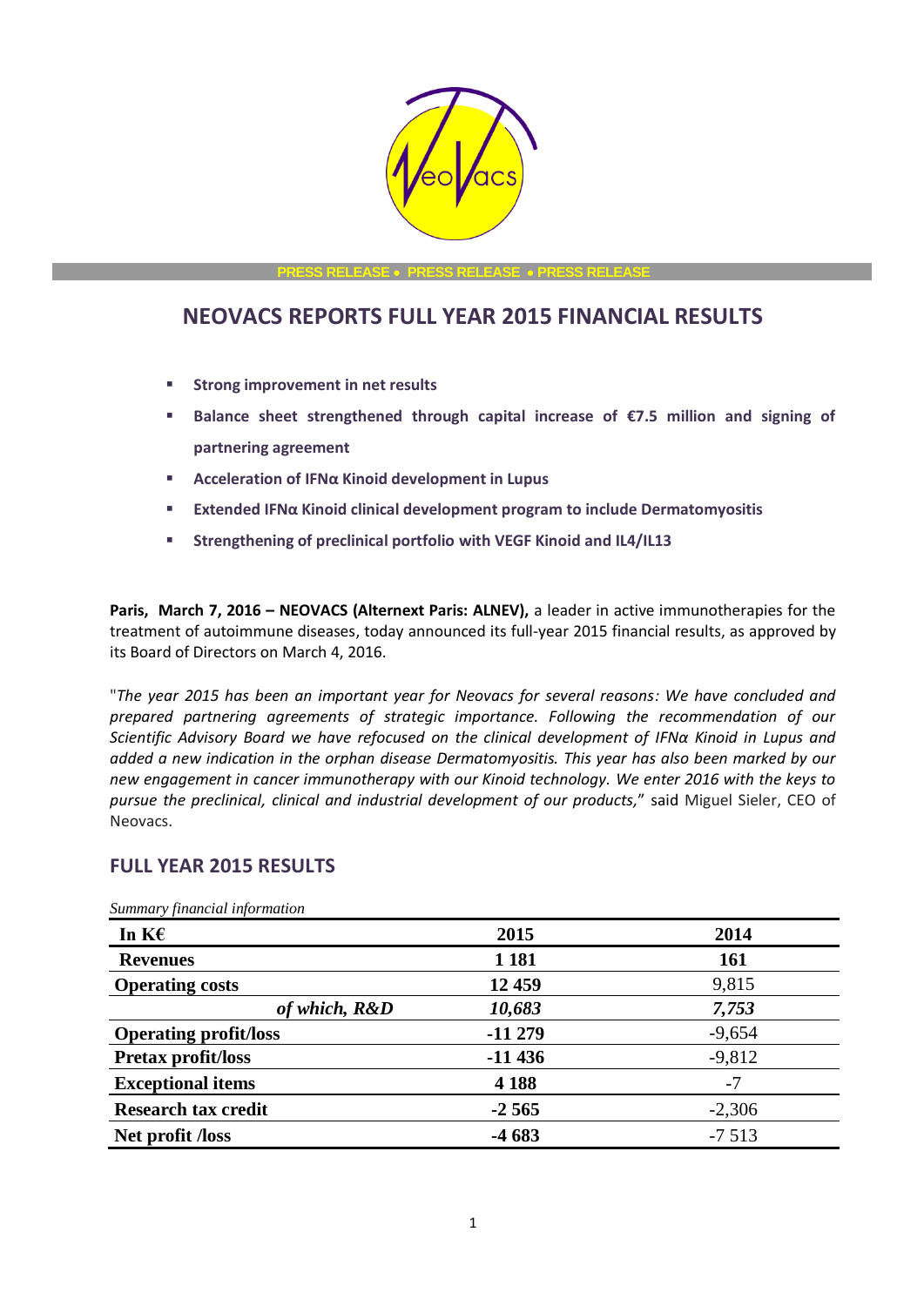PRESS RELEASE • PRESS RELEASE • PRESS RELEASE

# NEOVACS REPORTS FULL YEAR 2015 FINANCIAL RESULTS

- **Strong improvement in net results**
- **Balance sheet strengthened through capital increase of €7.5 million and signing of partnering agreement**
- **Acceleration of IFNα Kinoid development in Lupus**
- **Extended IFNα Kinoid clinical development program to include Dermatomyositis**
- **Strengthening of preclinical portfolio with VEGF Kinoid and IL4/IL13**

**Paris, March 7, 2016 – NEOVACS (Alternext Paris: ALNEV),** a leader in active immunotherapies for the treatment of autoimmune diseases, today announced its full-year 2015 financial results, as approved by its Board of Directors on March 4, 2016.

"*The year 2015 has been an important year for Neovacs for several reasons: We have concluded and prepared partnering agreements of strategic importance. Following the recommendation of our Scientific Advisory Board we have refocused on the clinical development of IFNα Kinoid in Lupus and added a new indication in the orphan disease Dermatomyositis. This year has also been marked by our new engagement in cancer immunotherapy with our Kinoid technology. We enter 2016 with the keys to pursue the preclinical, clinical and industrial development of our products,*" said Miguel Sieler, CEO of Neovacs.

## FULL YEAR 2015 RESULTS

*Summary financial information*

| In K€ | 2015 | 2014 |
|---|---|---|
| **Revenues** | **1 181** | **161** |
| **Operating costs** | **12 459** | 9,815 |
| ***of which, R&D*** | ***10,683*** | ***7,753*** |
| **Operating profit/loss** | **-11 279** | -9,654 |
| **Pretax profit/loss** | **-11 436** | -9,812 |
| **Exceptional items** | **4 188** | -7 |
| **Research tax credit** | **-2 565** | -2,306 |
| **Net profit /loss** | **-4 683** | -7 513 |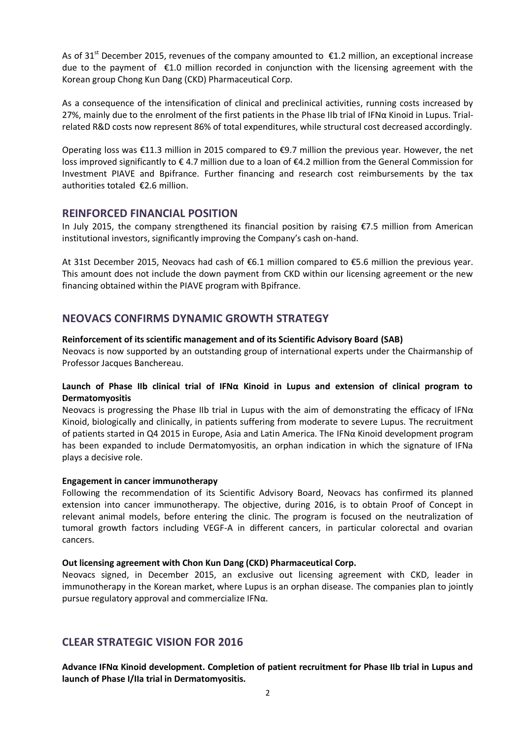As of 31[st] December 2015, revenues of the company amounted to €1.2 million, an exceptional increase due to the payment of €1.0 million recorded in conjunction with the licensing agreement with the Korean group Chong Kun Dang (CKD) Pharmaceutical Corp.

As a consequence of the intensification of clinical and preclinical activities, running costs increased by 27%, mainly due to the enrolment of the first patients in the Phase IIb trial of IFNα Kinoid in Lupus. Trial-related R&D costs now represent 86% of total expenditures, while structural cost decreased accordingly.

Operating loss was €11.3 million in 2015 compared to €9.7 million the previous year. However, the net loss improved significantly to € 4.7 million due to a loan of €4.2 million from the General Commission for Investment PIAVE and Bpifrance. Further financing and research cost reimbursements by the tax authorities totaled €2.6 million.

## REINFORCED FINANCIAL POSITION

In July 2015, the company strengthened its financial position by raising €7.5 million from American institutional investors, significantly improving the Company's cash on-hand.

At 31st December 2015, Neovacs had cash of €6.1 million compared to €5.6 million the previous year. This amount does not include the down payment from CKD within our licensing agreement or the new financing obtained within the PIAVE program with Bpifrance.

## NEOVACS CONFIRMS DYNAMIC GROWTH STRATEGY

**Reinforcement of its scientific management and of its Scientific Advisory Board (SAB)**

Neovacs is now supported by an outstanding group of international experts under the Chairmanship of Professor Jacques Banchereau.

**Launch of Phase IIb clinical trial of IFNα Kinoid in Lupus and extension of clinical program to Dermatomyositis**

Neovacs is progressing the Phase IIb trial in Lupus with the aim of demonstrating the efficacy of IFNα Kinoid, biologically and clinically, in patients suffering from moderate to severe Lupus. The recruitment of patients started in Q4 2015 in Europe, Asia and Latin America. The IFNα Kinoid development program has been expanded to include Dermatomyositis, an orphan indication in which the signature of IFNa plays a decisive role.

**Engagement in cancer immunotherapy**

Following the recommendation of its Scientific Advisory Board, Neovacs has confirmed its planned extension into cancer immunotherapy. The objective, during 2016, is to obtain Proof of Concept in relevant animal models, before entering the clinic. The program is focused on the neutralization of tumoral growth factors including VEGF-A in different cancers, in particular colorectal and ovarian cancers.

**Out licensing agreement with Chon Kun Dang (CKD) Pharmaceutical Corp.**

Neovacs signed, in December 2015, an exclusive out licensing agreement with CKD, leader in immunotherapy in the Korean market, where Lupus is an orphan disease. The companies plan to jointly pursue regulatory approval and commercialize IFNα.

## CLEAR STRATEGIC VISION FOR 2016

**Advance IFNα Kinoid development. Completion of patient recruitment for Phase IIb trial in Lupus and launch of Phase I/IIa trial in Dermatomyositis.**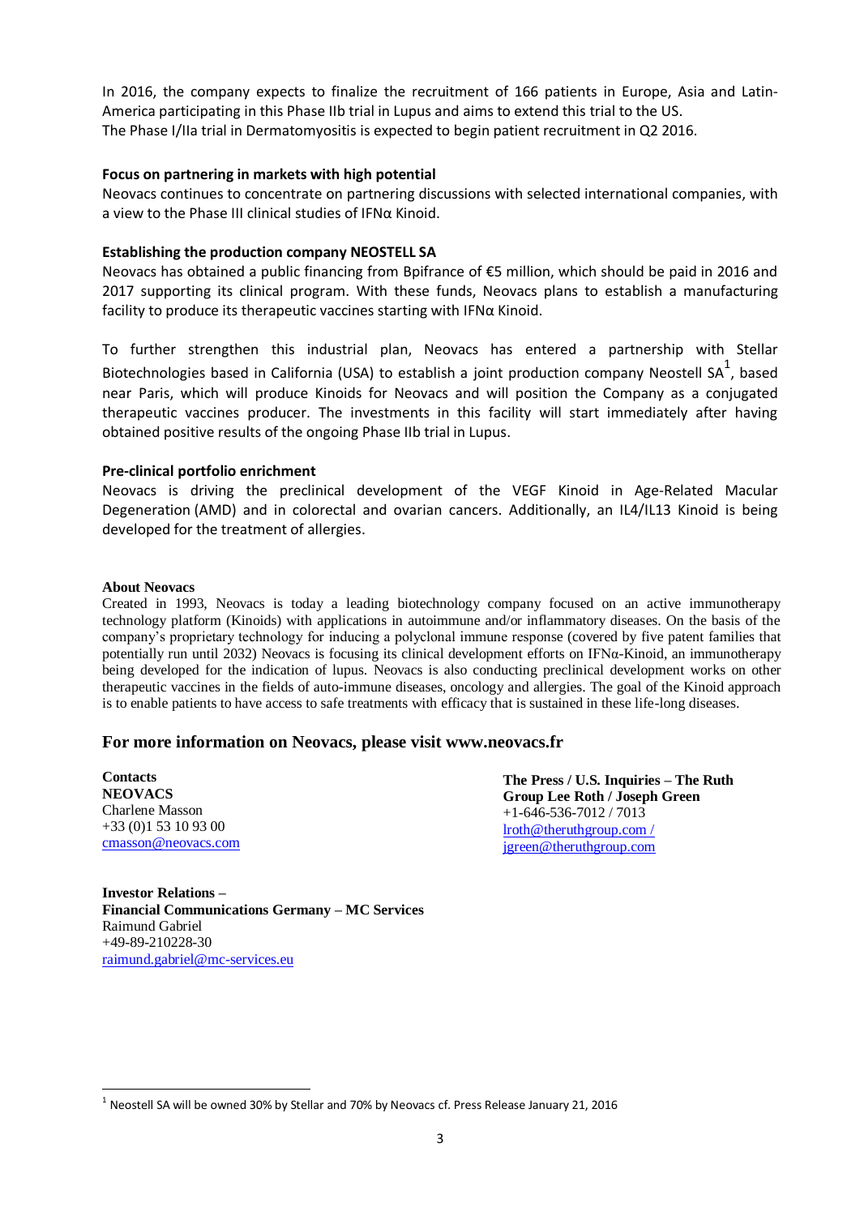In 2016, the company expects to finalize the recruitment of 166 patients in Europe, Asia and Latin-America participating in this Phase IIb trial in Lupus and aims to extend this trial to the US.
The Phase I/IIa trial in Dermatomyositis is expected to begin patient recruitment in Q2 2016.

**Focus on partnering in markets with high potential**

Neovacs continues to concentrate on partnering discussions with selected international companies, with a view to the Phase III clinical studies of IFNα Kinoid.

**Establishing the production company NEOSTELL SA**

Neovacs has obtained a public financing from Bpifrance of €5 million, which should be paid in 2016 and 2017 supporting its clinical program. With these funds, Neovacs plans to establish a manufacturing facility to produce its therapeutic vaccines starting with IFNα Kinoid.

To further strengthen this industrial plan, Neovacs has entered a partnership with Stellar Biotechnologies based in California (USA) to establish a joint production company Neostell SA[1], based near Paris, which will produce Kinoids for Neovacs and will position the Company as a conjugated therapeutic vaccines producer. The investments in this facility will start immediately after having obtained positive results of the ongoing Phase IIb trial in Lupus.

**Pre-clinical portfolio enrichment**

Neovacs is driving the preclinical development of the VEGF Kinoid in Age-Related Macular Degeneration (AMD) and in colorectal and ovarian cancers. Additionally, an IL4/IL13 Kinoid is being developed for the treatment of allergies.

**About Neovacs**

Created in 1993, Neovacs is today a leading biotechnology company focused on an active immunotherapy technology platform (Kinoids) with applications in autoimmune and/or inflammatory diseases. On the basis of the company's proprietary technology for inducing a polyclonal immune response (covered by five patent families that potentially run until 2032) Neovacs is focusing its clinical development efforts on IFNα-Kinoid, an immunotherapy being developed for the indication of lupus. Neovacs is also conducting preclinical development works on other therapeutic vaccines in the fields of auto-immune diseases, oncology and allergies. The goal of the Kinoid approach is to enable patients to have access to safe treatments with efficacy that is sustained in these life-long diseases.

## For more information on Neovacs, please visit www.neovacs.fr

**Contacts**
**NEOVACS**
Charlene Masson
+33 (0)1 53 10 93 00
cmasson@neovacs.com

**The Press / U.S. Inquiries – The Ruth Group Lee Roth / Joseph Green**
+1-646-536-7012 / 7013
lroth@theruthgroup.com / jgreen@theruthgroup.com

**Investor Relations –**
**Financial Communications Germany – MC Services**
Raimund Gabriel
+49-89-210228-30
raimund.gabriel@mc-services.eu

[1] Neostell SA will be owned 30% by Stellar and 70% by Neovacs cf. Press Release January 21, 2016